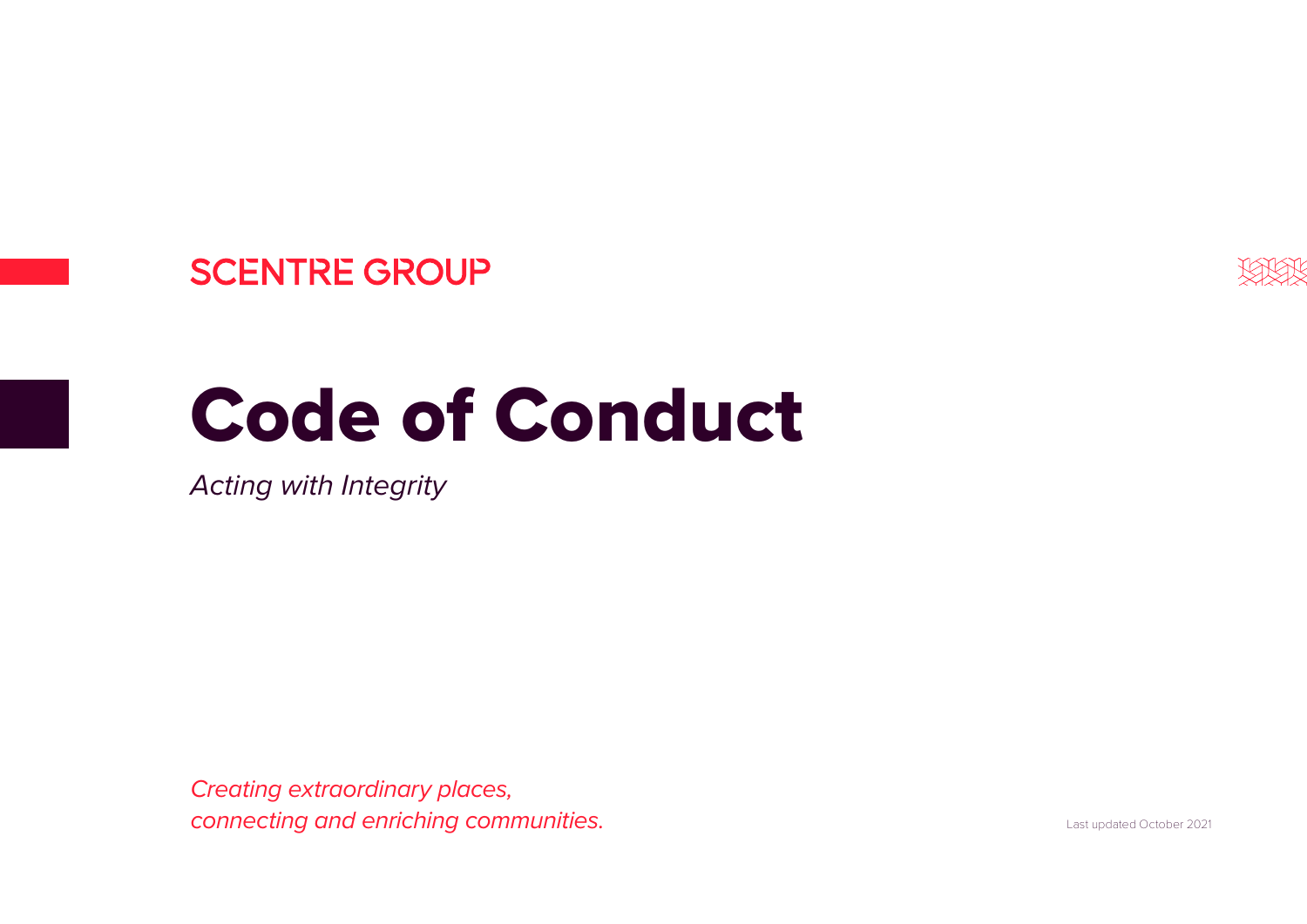SCENTRE GROUP

# Code of Conduct

*Acting with Integrity*

*Creating extraordinary places, connecting and enriching communities.*

Last updated October 2021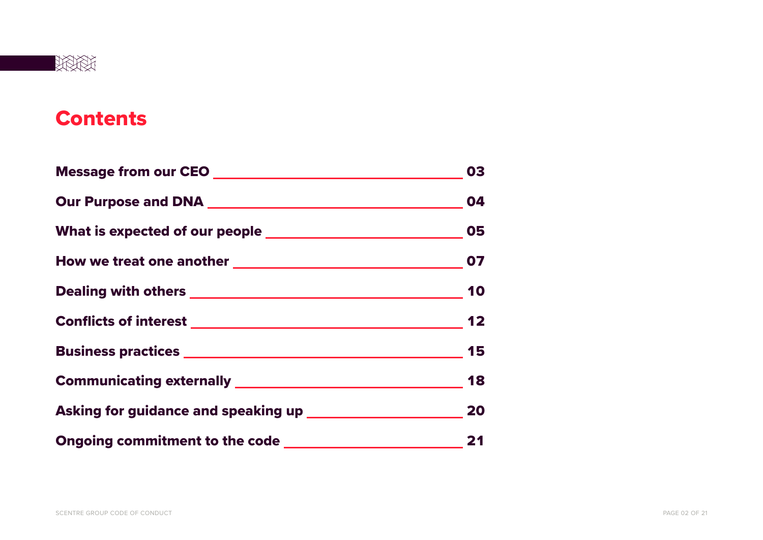# Contents

| Section | Page |
| --- | --- |
| Message from our CEO | 03 |
| Our Purpose and DNA | 04 |
| What is expected of our people | 05 |
| How we treat one another | 07 |
| Dealing with others | 10 |
| Conflicts of interest | 12 |
| Business practices | 15 |
| Communicating externally | 18 |
| Asking for guidance and speaking up | 20 |
| Ongoing commitment to the code | 21 |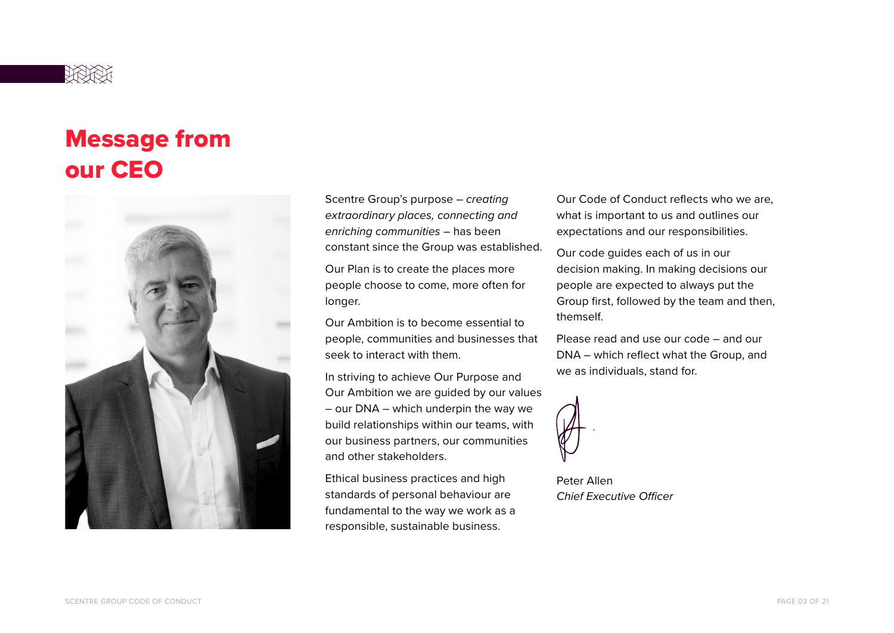# Message from our CEO

Scentre Group's purpose – *creating extraordinary places, connecting and enriching communities* – has been constant since the Group was established.

Our Plan is to create the places more people choose to come, more often for longer.

Our Ambition is to become essential to people, communities and businesses that seek to interact with them.

In striving to achieve Our Purpose and Our Ambition we are guided by our values – our DNA – which underpin the way we build relationships within our teams, with our business partners, our communities and other stakeholders.

Ethical business practices and high standards of personal behaviour are fundamental to the way we work as a responsible, sustainable business.

Our Code of Conduct reflects who we are, what is important to us and outlines our expectations and our responsibilities.

Our code guides each of us in our decision making. In making decisions our people are expected to always put the Group first, followed by the team and then, themself.

Please read and use our code – and our DNA – which reflect what the Group, and we as individuals, stand for.

Peter Allen
*Chief Executive Officer*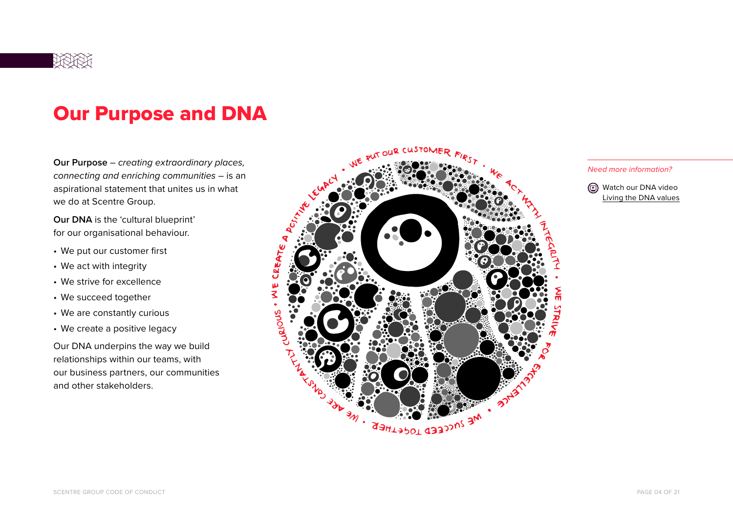# Our Purpose and DNA

**Our Purpose** – *creating extraordinary places, connecting and enriching communities* – is an aspirational statement that unites us in what we do at Scentre Group.

**Our DNA** is the 'cultural blueprint' for our organisational behaviour.

- We put our customer first
- We act with integrity
- We strive for excellence
- We succeed together
- We are constantly curious
- We create a positive legacy

Our DNA underpins the way we build relationships within our teams, with our business partners, our communities and other stakeholders.

*Need more information?*

Watch our DNA video
Living the DNA values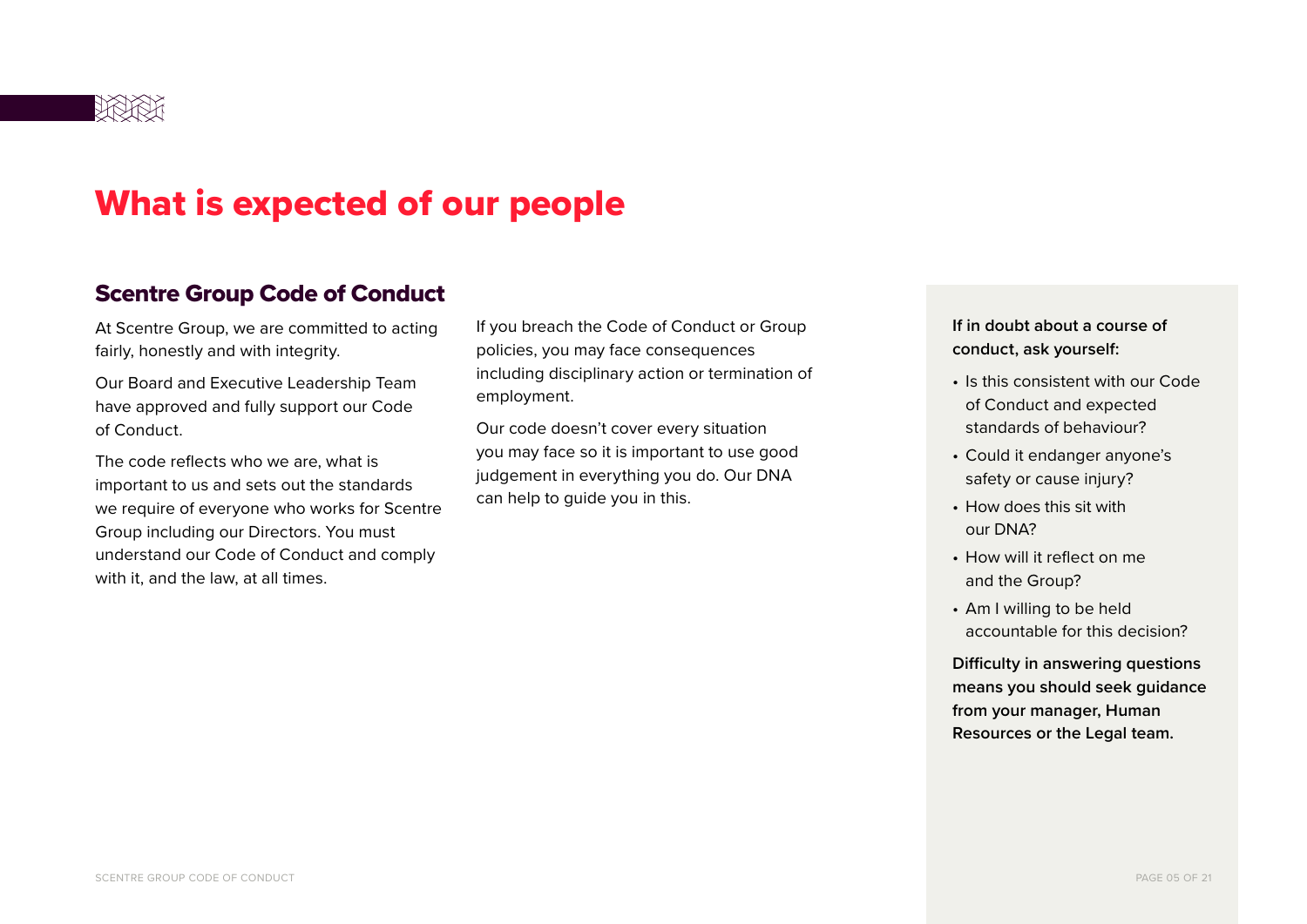# What is expected of our people

## Scentre Group Code of Conduct

At Scentre Group, we are committed to acting fairly, honestly and with integrity.

Our Board and Executive Leadership Team have approved and fully support our Code of Conduct.

The code reflects who we are, what is important to us and sets out the standards we require of everyone who works for Scentre Group including our Directors. You must understand our Code of Conduct and comply with it, and the law, at all times.

If you breach the Code of Conduct or Group policies, you may face consequences including disciplinary action or termination of employment.

Our code doesn't cover every situation you may face so it is important to use good judgement in everything you do. Our DNA can help to guide you in this.

**If in doubt about a course of conduct, ask yourself:**

- Is this consistent with our Code of Conduct and expected standards of behaviour?
- Could it endanger anyone's safety or cause injury?
- How does this sit with our DNA?
- How will it reflect on me and the Group?
- Am I willing to be held accountable for this decision?

**Difficulty in answering questions means you should seek guidance from your manager, Human Resources or the Legal team.**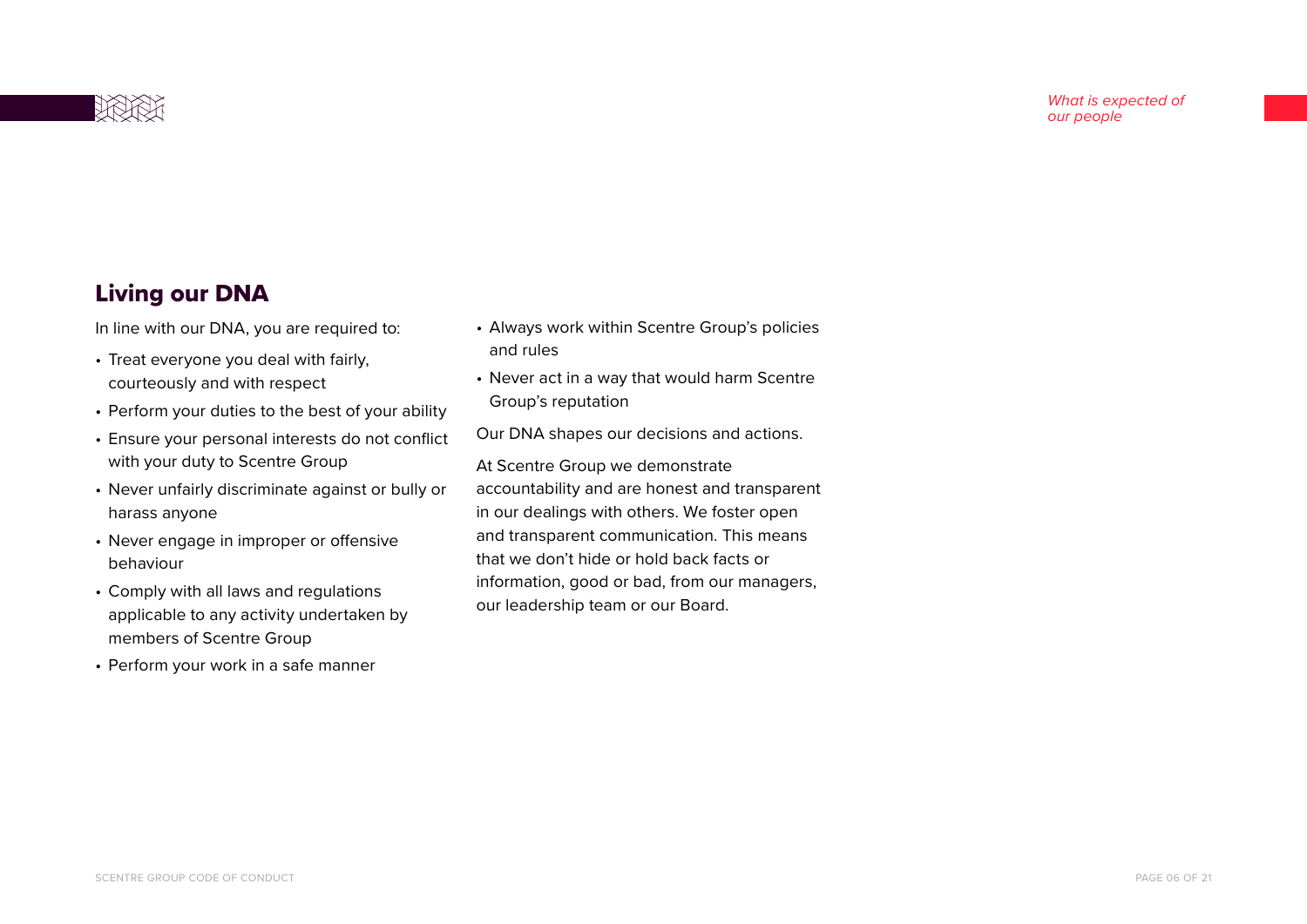## Living our DNA

In line with our DNA, you are required to:

- Treat everyone you deal with fairly, courteously and with respect
- Perform your duties to the best of your ability
- Ensure your personal interests do not conflict with your duty to Scentre Group
- Never unfairly discriminate against or bully or harass anyone
- Never engage in improper or offensive behaviour
- Comply with all laws and regulations applicable to any activity undertaken by members of Scentre Group
- Perform your work in a safe manner
- Always work within Scentre Group's policies and rules
- Never act in a way that would harm Scentre Group's reputation

Our DNA shapes our decisions and actions.

At Scentre Group we demonstrate accountability and are honest and transparent in our dealings with others. We foster open and transparent communication. This means that we don't hide or hold back facts or information, good or bad, from our managers, our leadership team or our Board.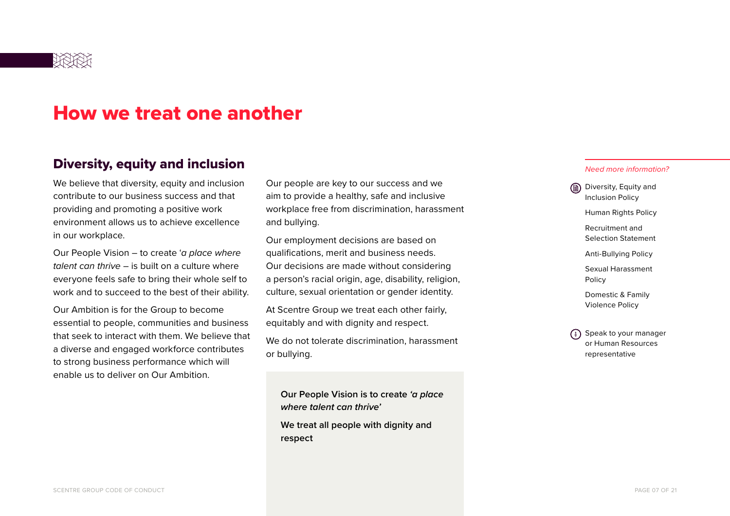# How we treat one another

## Diversity, equity and inclusion

We believe that diversity, equity and inclusion contribute to our business success and that providing and promoting a positive work environment allows us to achieve excellence in our workplace.

Our People Vision – to create '*a place where talent can thrive* – is built on a culture where everyone feels safe to bring their whole self to work and to succeed to the best of their ability.

Our Ambition is for the Group to become essential to people, communities and business that seek to interact with them. We believe that a diverse and engaged workforce contributes to strong business performance which will enable us to deliver on Our Ambition.

Our people are key to our success and we aim to provide a healthy, safe and inclusive workplace free from discrimination, harassment and bullying.

Our employment decisions are based on qualifications, merit and business needs. Our decisions are made without considering a person's racial origin, age, disability, religion, culture, sexual orientation or gender identity.

At Scentre Group we treat each other fairly, equitably and with dignity and respect.

We do not tolerate discrimination, harassment or bullying.

**Our People Vision is to create *'a place where talent can thrive'***

**We treat all people with dignity and respect**

*Need more information?*

- Diversity, Equity and Inclusion Policy
- Human Rights Policy
- Recruitment and Selection Statement
- Anti-Bullying Policy
- Sexual Harassment Policy
- Domestic & Family Violence Policy

Speak to your manager or Human Resources representative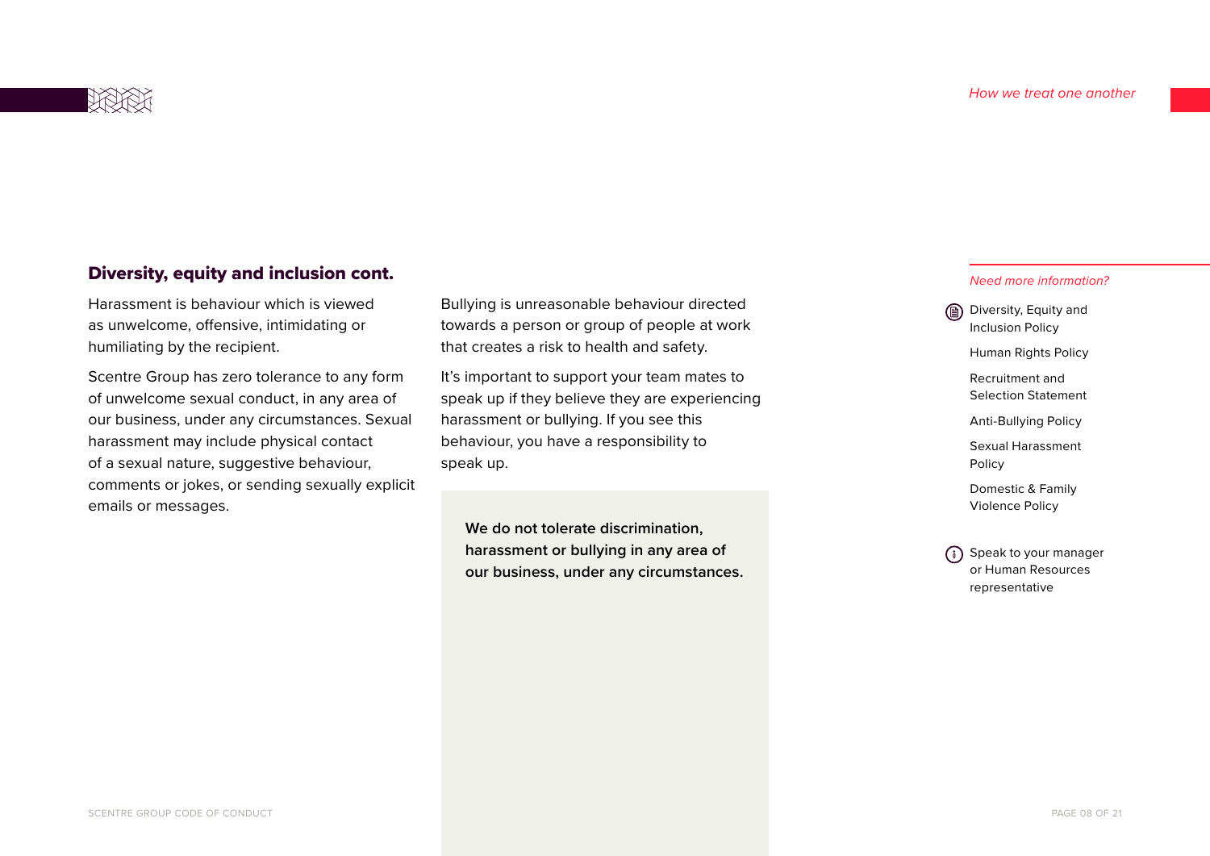## Diversity, equity and inclusion cont.

Harassment is behaviour which is viewed as unwelcome, offensive, intimidating or humiliating by the recipient.

Scentre Group has zero tolerance to any form of unwelcome sexual conduct, in any area of our business, under any circumstances. Sexual harassment may include physical contact of a sexual nature, suggestive behaviour, comments or jokes, or sending sexually explicit emails or messages.

Bullying is unreasonable behaviour directed towards a person or group of people at work that creates a risk to health and safety.

It's important to support your team mates to speak up if they believe they are experiencing harassment or bullying. If you see this behaviour, you have a responsibility to speak up.

**We do not tolerate discrimination, harassment or bullying in any area of our business, under any circumstances.**

*Need more information?*

- Diversity, Equity and Inclusion Policy
- Human Rights Policy
- Recruitment and Selection Statement
- Anti-Bullying Policy
- Sexual Harassment Policy
- Domestic & Family Violence Policy

Speak to your manager or Human Resources representative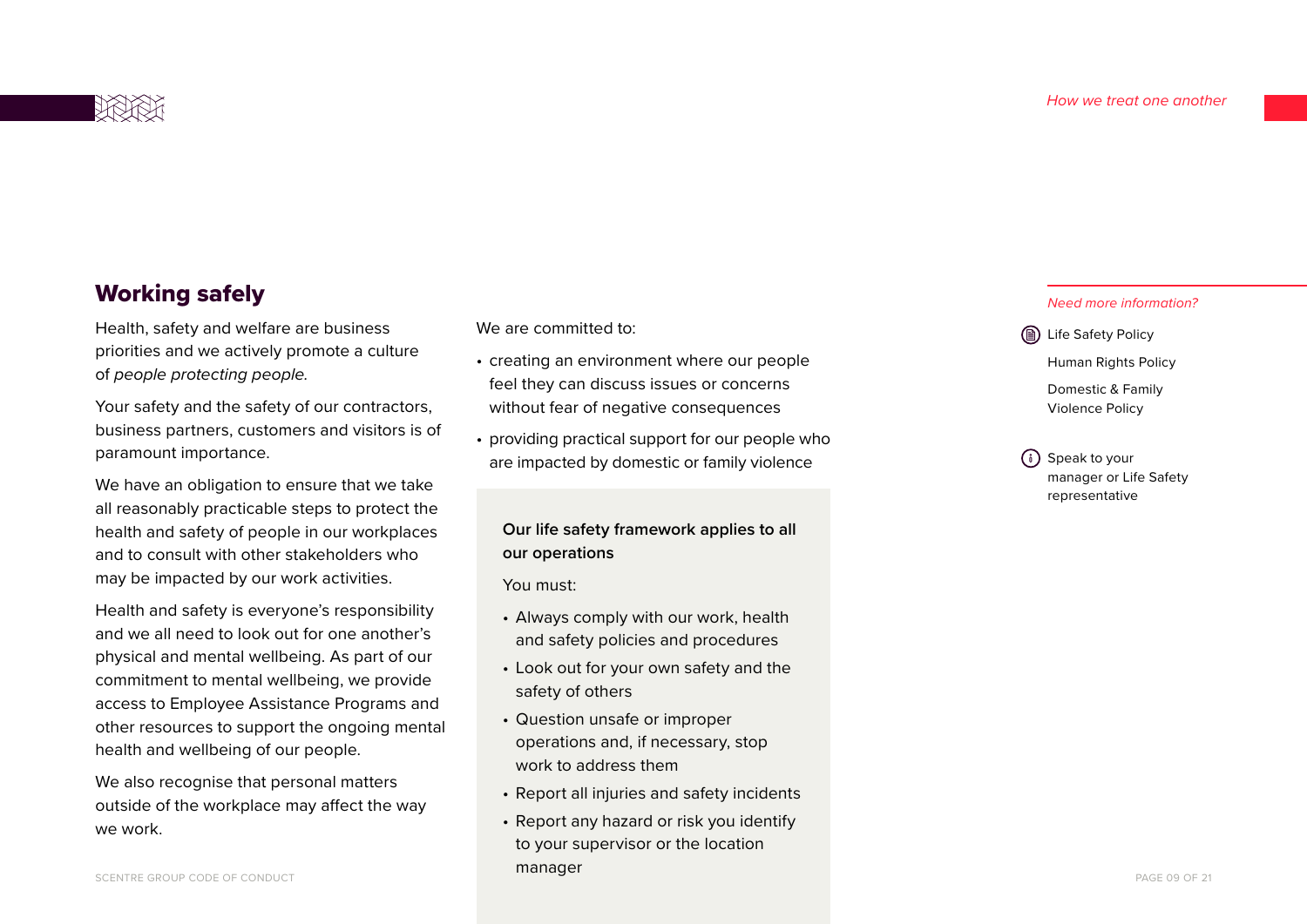## Working safely

Health, safety and welfare are business priorities and we actively promote a culture of *people protecting people.*

Your safety and the safety of our contractors, business partners, customers and visitors is of paramount importance.

We have an obligation to ensure that we take all reasonably practicable steps to protect the health and safety of people in our workplaces and to consult with other stakeholders who may be impacted by our work activities.

Health and safety is everyone's responsibility and we all need to look out for one another's physical and mental wellbeing. As part of our commitment to mental wellbeing, we provide access to Employee Assistance Programs and other resources to support the ongoing mental health and wellbeing of our people.

We also recognise that personal matters outside of the workplace may affect the way we work.

We are committed to:

- creating an environment where our people feel they can discuss issues or concerns without fear of negative consequences
- providing practical support for our people who are impacted by domestic or family violence

**Our life safety framework applies to all our operations**

You must:

- Always comply with our work, health and safety policies and procedures
- Look out for your own safety and the safety of others
- Question unsafe or improper operations and, if necessary, stop work to address them
- Report all injuries and safety incidents
- Report any hazard or risk you identify to your supervisor or the location manager

*Need more information?*

Life Safety Policy

Human Rights Policy

Domestic & Family Violence Policy

Speak to your manager or Life Safety representative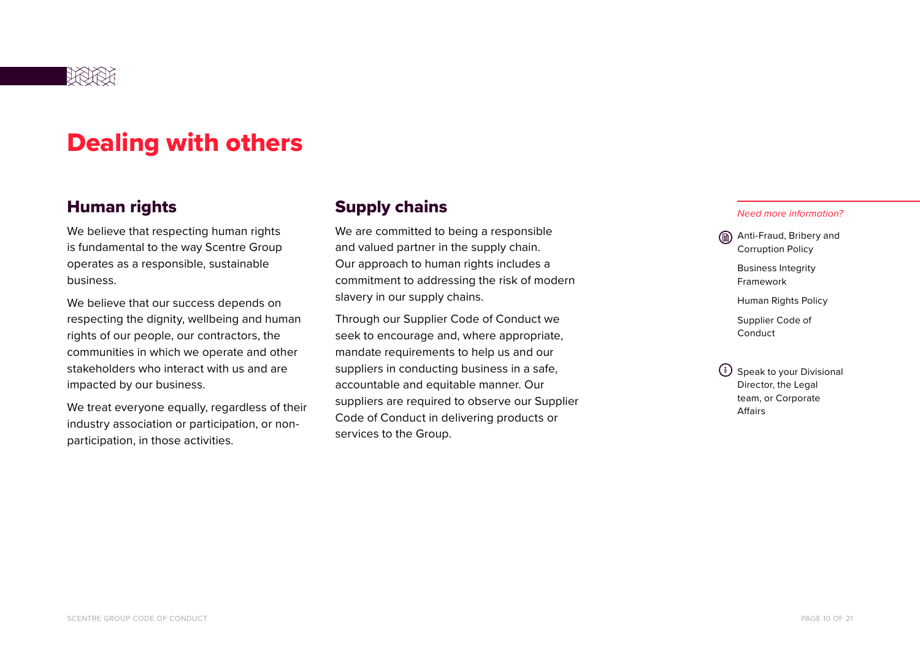# Dealing with others

## Human rights

We believe that respecting human rights is fundamental to the way Scentre Group operates as a responsible, sustainable business.

We believe that our success depends on respecting the dignity, wellbeing and human rights of our people, our contractors, the communities in which we operate and other stakeholders who interact with us and are impacted by our business.

We treat everyone equally, regardless of their industry association or participation, or non-participation, in those activities.

## Supply chains

We are committed to being a responsible and valued partner in the supply chain. Our approach to human rights includes a commitment to addressing the risk of modern slavery in our supply chains.

Through our Supplier Code of Conduct we seek to encourage and, where appropriate, mandate requirements to help us and our suppliers in conducting business in a safe, accountable and equitable manner. Our suppliers are required to observe our Supplier Code of Conduct in delivering products or services to the Group.

*Need more information?*

Anti-Fraud, Bribery and Corruption Policy

Business Integrity Framework

Human Rights Policy

Supplier Code of Conduct

Speak to your Divisional Director, the Legal team, or Corporate Affairs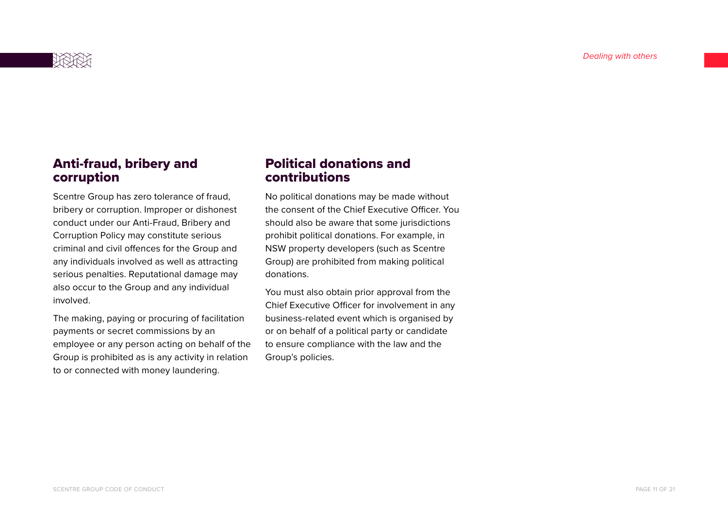## Anti-fraud, bribery and corruption

Scentre Group has zero tolerance of fraud, bribery or corruption. Improper or dishonest conduct under our Anti-Fraud, Bribery and Corruption Policy may constitute serious criminal and civil offences for the Group and any individuals involved as well as attracting serious penalties. Reputational damage may also occur to the Group and any individual involved.

The making, paying or procuring of facilitation payments or secret commissions by an employee or any person acting on behalf of the Group is prohibited as is any activity in relation to or connected with money laundering.

## Political donations and contributions

No political donations may be made without the consent of the Chief Executive Officer. You should also be aware that some jurisdictions prohibit political donations. For example, in NSW property developers (such as Scentre Group) are prohibited from making political donations.

You must also obtain prior approval from the Chief Executive Officer for involvement in any business-related event which is organised by or on behalf of a political party or candidate to ensure compliance with the law and the Group's policies.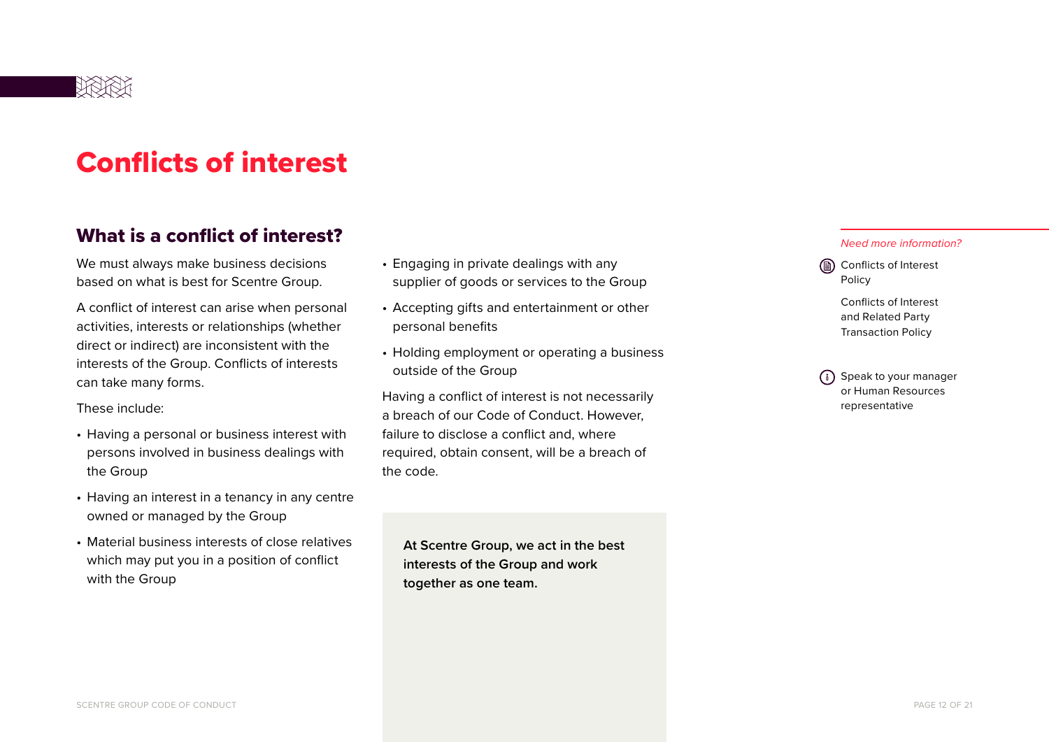# Conflicts of interest

## What is a conflict of interest?

We must always make business decisions based on what is best for Scentre Group.

A conflict of interest can arise when personal activities, interests or relationships (whether direct or indirect) are inconsistent with the interests of the Group. Conflicts of interests can take many forms.

These include:

- Having a personal or business interest with persons involved in business dealings with the Group
- Having an interest in a tenancy in any centre owned or managed by the Group
- Material business interests of close relatives which may put you in a position of conflict with the Group
- Engaging in private dealings with any supplier of goods or services to the Group
- Accepting gifts and entertainment or other personal benefits
- Holding employment or operating a business outside of the Group

Having a conflict of interest is not necessarily a breach of our Code of Conduct. However, failure to disclose a conflict and, where required, obtain consent, will be a breach of the code.

**At Scentre Group, we act in the best interests of the Group and work together as one team.**

*Need more information?*

Conflicts of Interest Policy

Conflicts of Interest and Related Party Transaction Policy

Speak to your manager or Human Resources representative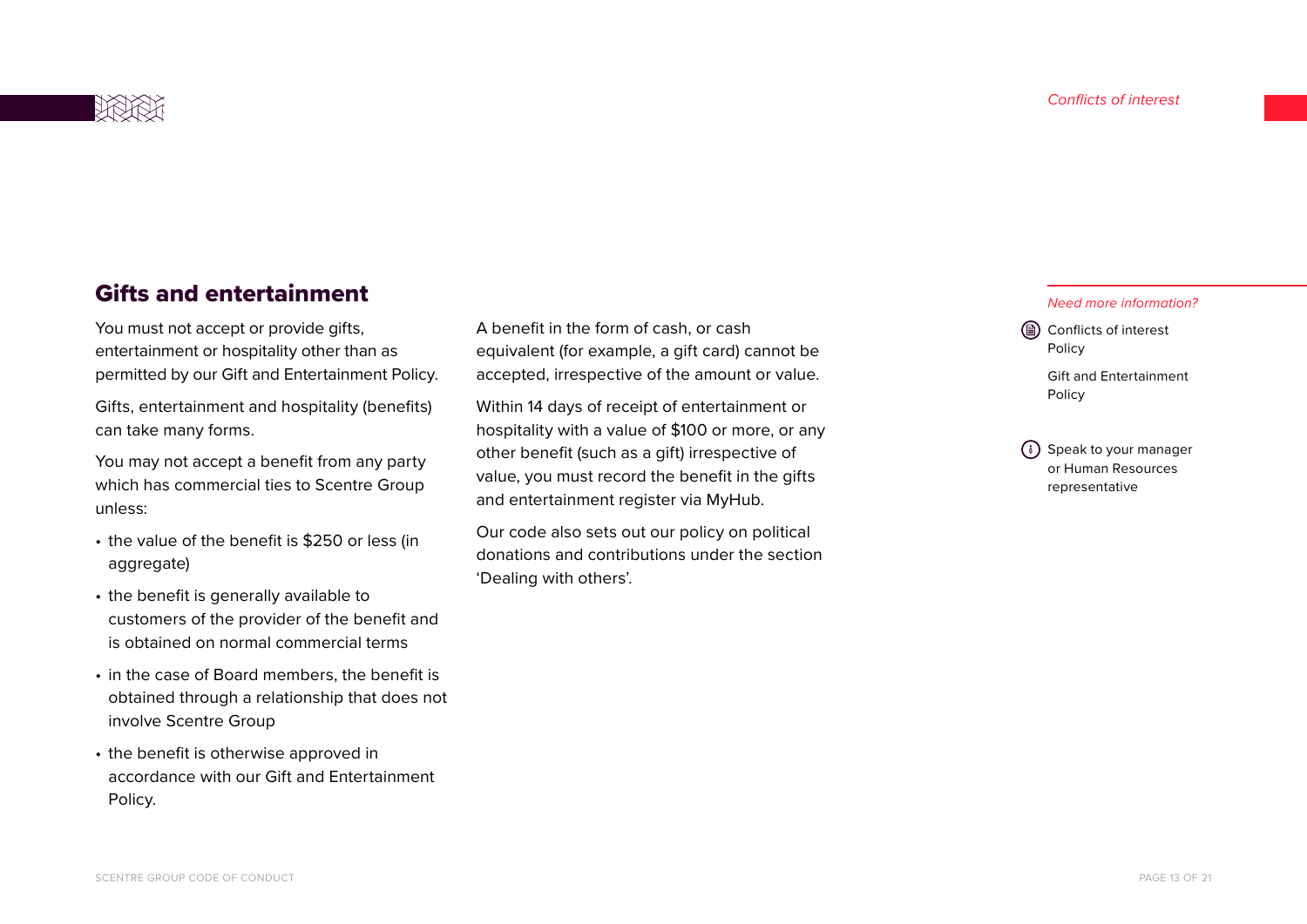## Gifts and entertainment

You must not accept or provide gifts, entertainment or hospitality other than as permitted by our Gift and Entertainment Policy.

Gifts, entertainment and hospitality (benefits) can take many forms.

You may not accept a benefit from any party which has commercial ties to Scentre Group unless:

- the value of the benefit is $250 or less (in aggregate)
- the benefit is generally available to customers of the provider of the benefit and is obtained on normal commercial terms
- in the case of Board members, the benefit is obtained through a relationship that does not involve Scentre Group
- the benefit is otherwise approved in accordance with our Gift and Entertainment Policy.

A benefit in the form of cash, or cash equivalent (for example, a gift card) cannot be accepted, irrespective of the amount or value.

Within 14 days of receipt of entertainment or hospitality with a value of $100 or more, or any other benefit (such as a gift) irrespective of value, you must record the benefit in the gifts and entertainment register via MyHub.

Our code also sets out our policy on political donations and contributions under the section 'Dealing with others'.

*Need more information?*

Conflicts of interest Policy

Gift and Entertainment Policy

Speak to your manager or Human Resources representative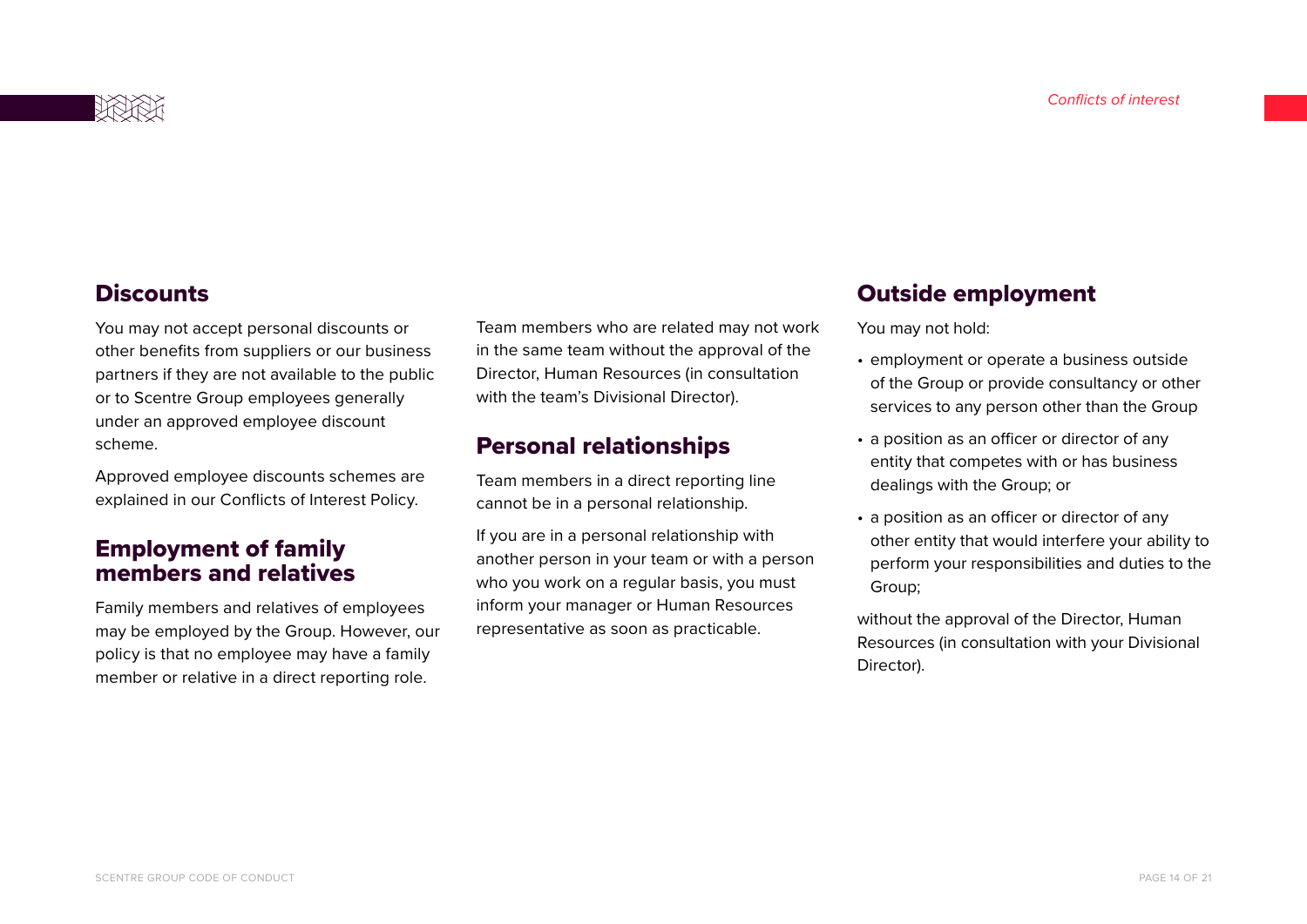## Discounts

You may not accept personal discounts or other benefits from suppliers or our business partners if they are not available to the public or to Scentre Group employees generally under an approved employee discount scheme.

Approved employee discounts schemes are explained in our Conflicts of Interest Policy.

## Employment of family members and relatives

Family members and relatives of employees may be employed by the Group. However, our policy is that no employee may have a family member or relative in a direct reporting role.

Team members who are related may not work in the same team without the approval of the Director, Human Resources (in consultation with the team's Divisional Director).

## Personal relationships

Team members in a direct reporting line cannot be in a personal relationship.

If you are in a personal relationship with another person in your team or with a person who you work on a regular basis, you must inform your manager or Human Resources representative as soon as practicable.

## Outside employment

You may not hold:

- employment or operate a business outside of the Group or provide consultancy or other services to any person other than the Group
- a position as an officer or director of any entity that competes with or has business dealings with the Group; or
- a position as an officer or director of any other entity that would interfere your ability to perform your responsibilities and duties to the Group;

without the approval of the Director, Human Resources (in consultation with your Divisional Director).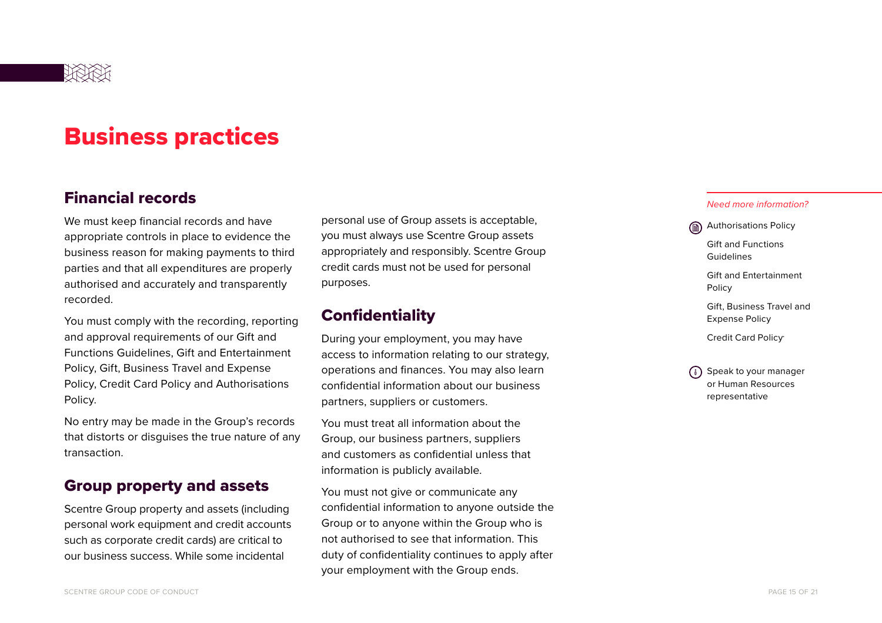# Business practices

## Financial records

We must keep financial records and have appropriate controls in place to evidence the business reason for making payments to third parties and that all expenditures are properly authorised and accurately and transparently recorded.

You must comply with the recording, reporting and approval requirements of our Gift and Functions Guidelines, Gift and Entertainment Policy, Gift, Business Travel and Expense Policy, Credit Card Policy and Authorisations Policy.

No entry may be made in the Group's records that distorts or disguises the true nature of any transaction.

## Group property and assets

Scentre Group property and assets (including personal work equipment and credit accounts such as corporate credit cards) are critical to our business success. While some incidental personal use of Group assets is acceptable, you must always use Scentre Group assets appropriately and responsibly. Scentre Group credit cards must not be used for personal purposes.

## Confidentiality

During your employment, you may have access to information relating to our strategy, operations and finances. You may also learn confidential information about our business partners, suppliers or customers.

You must treat all information about the Group, our business partners, suppliers and customers as confidential unless that information is publicly available.

You must not give or communicate any confidential information to anyone outside the Group or to anyone within the Group who is not authorised to see that information. This duty of confidentiality continues to apply after your employment with the Group ends.

*Need more information?*

- Authorisations Policy
- Gift and Functions Guidelines
- Gift and Entertainment Policy
- Gift, Business Travel and Expense Policy
- Credit Card Policy

Speak to your manager or Human Resources representative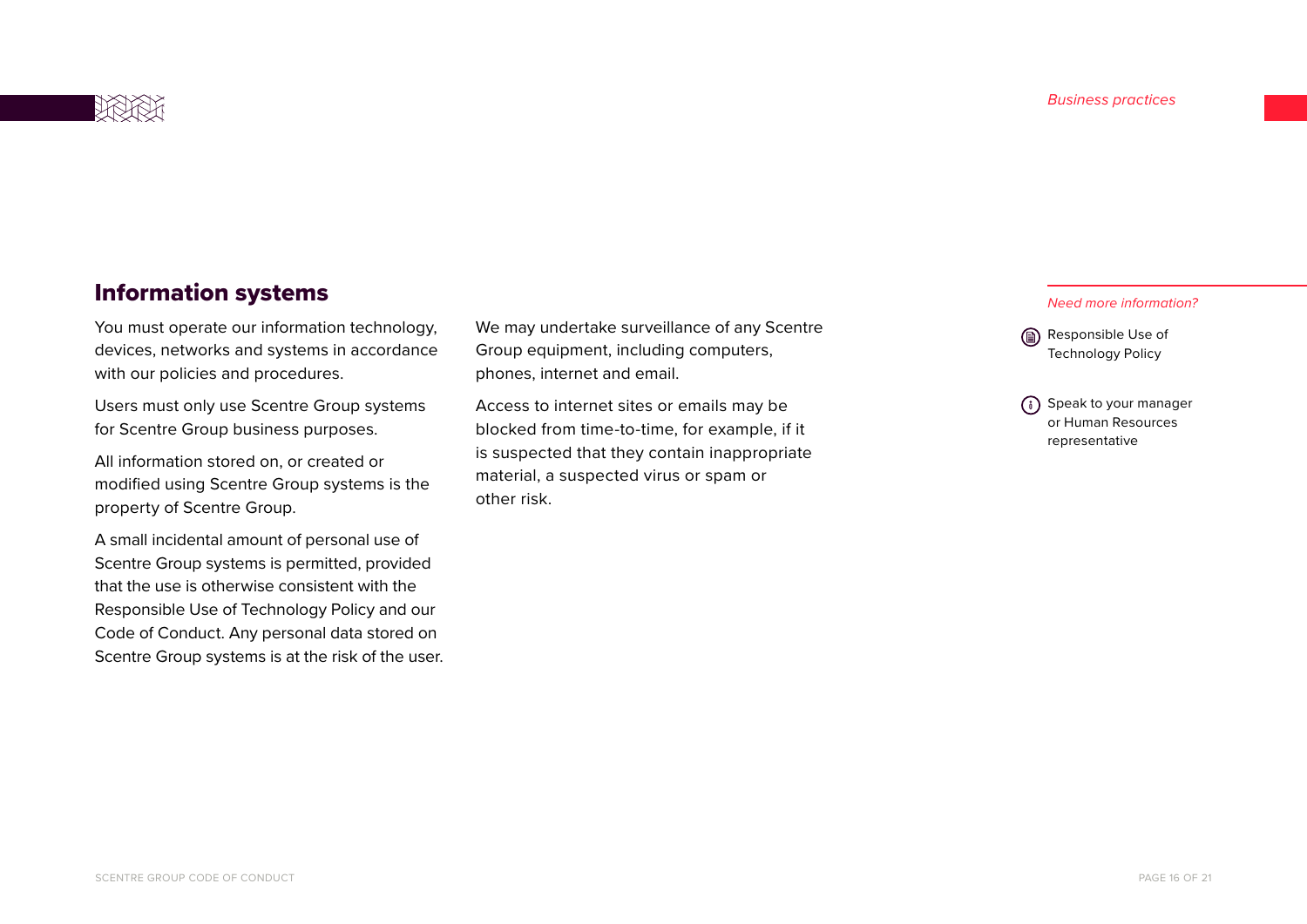## Information systems

You must operate our information technology, devices, networks and systems in accordance with our policies and procedures.

Users must only use Scentre Group systems for Scentre Group business purposes.

All information stored on, or created or modified using Scentre Group systems is the property of Scentre Group.

A small incidental amount of personal use of Scentre Group systems is permitted, provided that the use is otherwise consistent with the Responsible Use of Technology Policy and our Code of Conduct. Any personal data stored on Scentre Group systems is at the risk of the user.

We may undertake surveillance of any Scentre Group equipment, including computers, phones, internet and email.

Access to internet sites or emails may be blocked from time-to-time, for example, if it is suspected that they contain inappropriate material, a suspected virus or spam or other risk.

*Need more information?*

- Responsible Use of Technology Policy
- Speak to your manager or Human Resources representative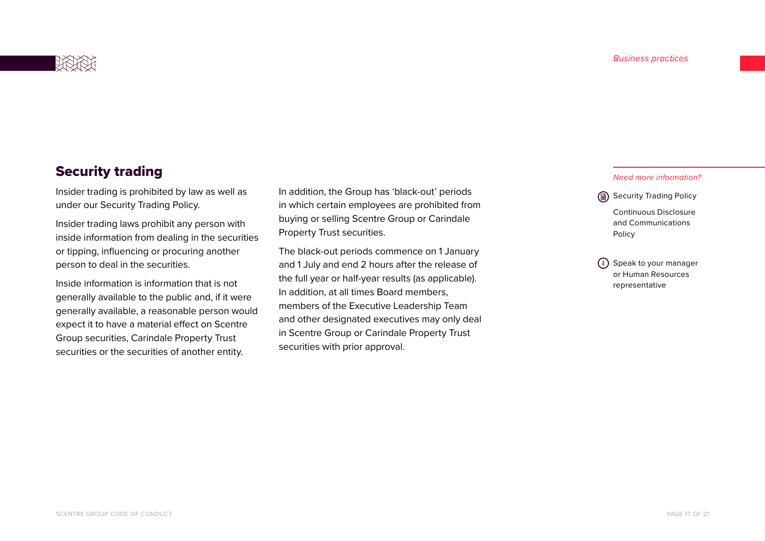## Security trading

Insider trading is prohibited by law as well as under our Security Trading Policy.

Insider trading laws prohibit any person with inside information from dealing in the securities or tipping, influencing or procuring another person to deal in the securities.

Inside information is information that is not generally available to the public and, if it were generally available, a reasonable person would expect it to have a material effect on Scentre Group securities, Carindale Property Trust securities or the securities of another entity.

In addition, the Group has 'black-out' periods in which certain employees are prohibited from buying or selling Scentre Group or Carindale Property Trust securities.

The black-out periods commence on 1 January and 1 July and end 2 hours after the release of the full year or half-year results (as applicable). In addition, at all times Board members, members of the Executive Leadership Team and other designated executives may only deal in Scentre Group or Carindale Property Trust securities with prior approval.

*Need more information?*

Security Trading Policy

Continuous Disclosure and Communications Policy

Speak to your manager or Human Resources representative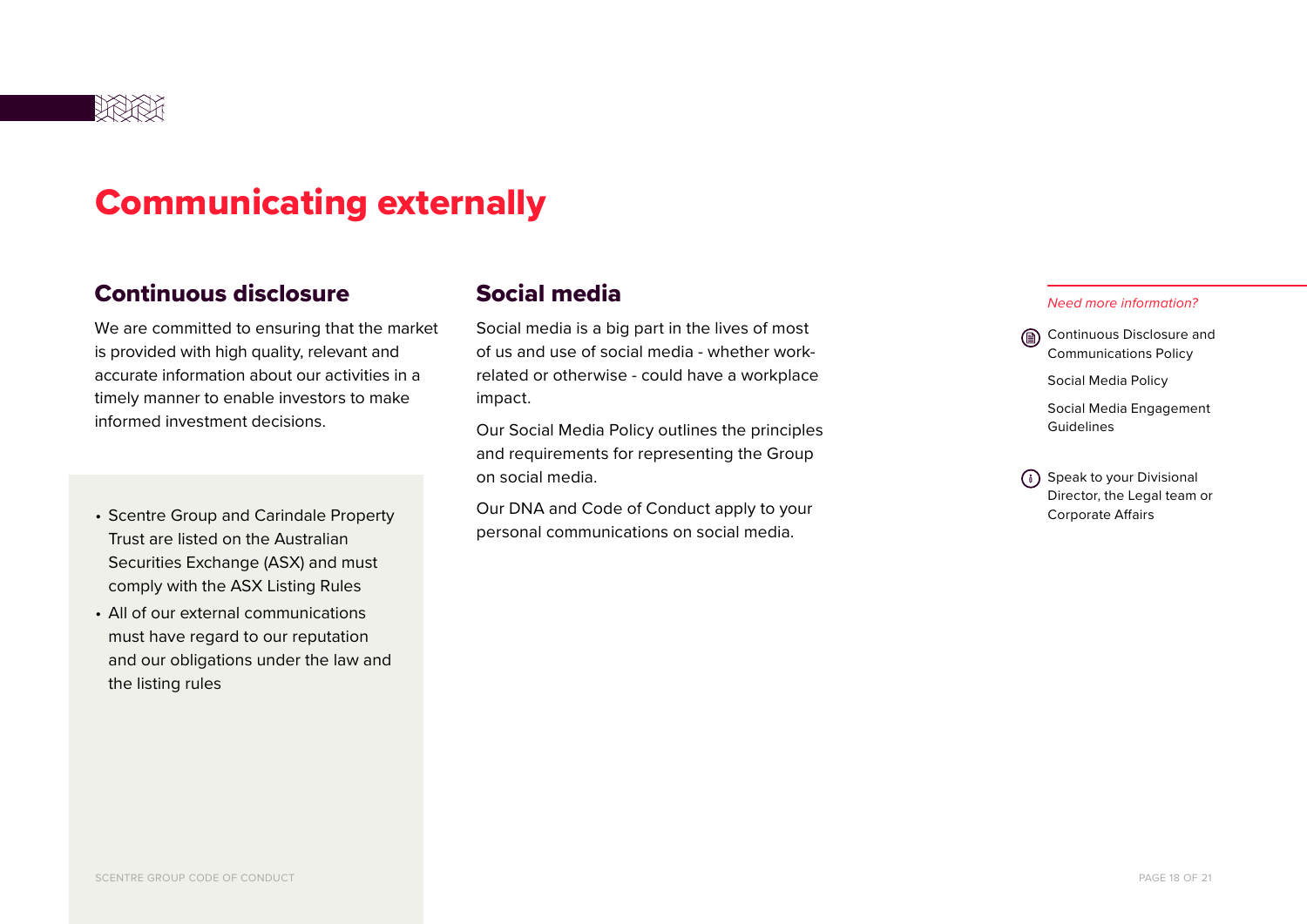# Communicating externally

## Continuous disclosure

We are committed to ensuring that the market is provided with high quality, relevant and accurate information about our activities in a timely manner to enable investors to make informed investment decisions.

- Scentre Group and Carindale Property Trust are listed on the Australian Securities Exchange (ASX) and must comply with the ASX Listing Rules
- All of our external communications must have regard to our reputation and our obligations under the law and the listing rules

## Social media

Social media is a big part in the lives of most of us and use of social media - whether work-related or otherwise - could have a workplace impact.

Our Social Media Policy outlines the principles and requirements for representing the Group on social media.

Our DNA and Code of Conduct apply to your personal communications on social media.

*Need more information?*

Continuous Disclosure and Communications Policy

Social Media Policy

Social Media Engagement Guidelines

Speak to your Divisional Director, the Legal team or Corporate Affairs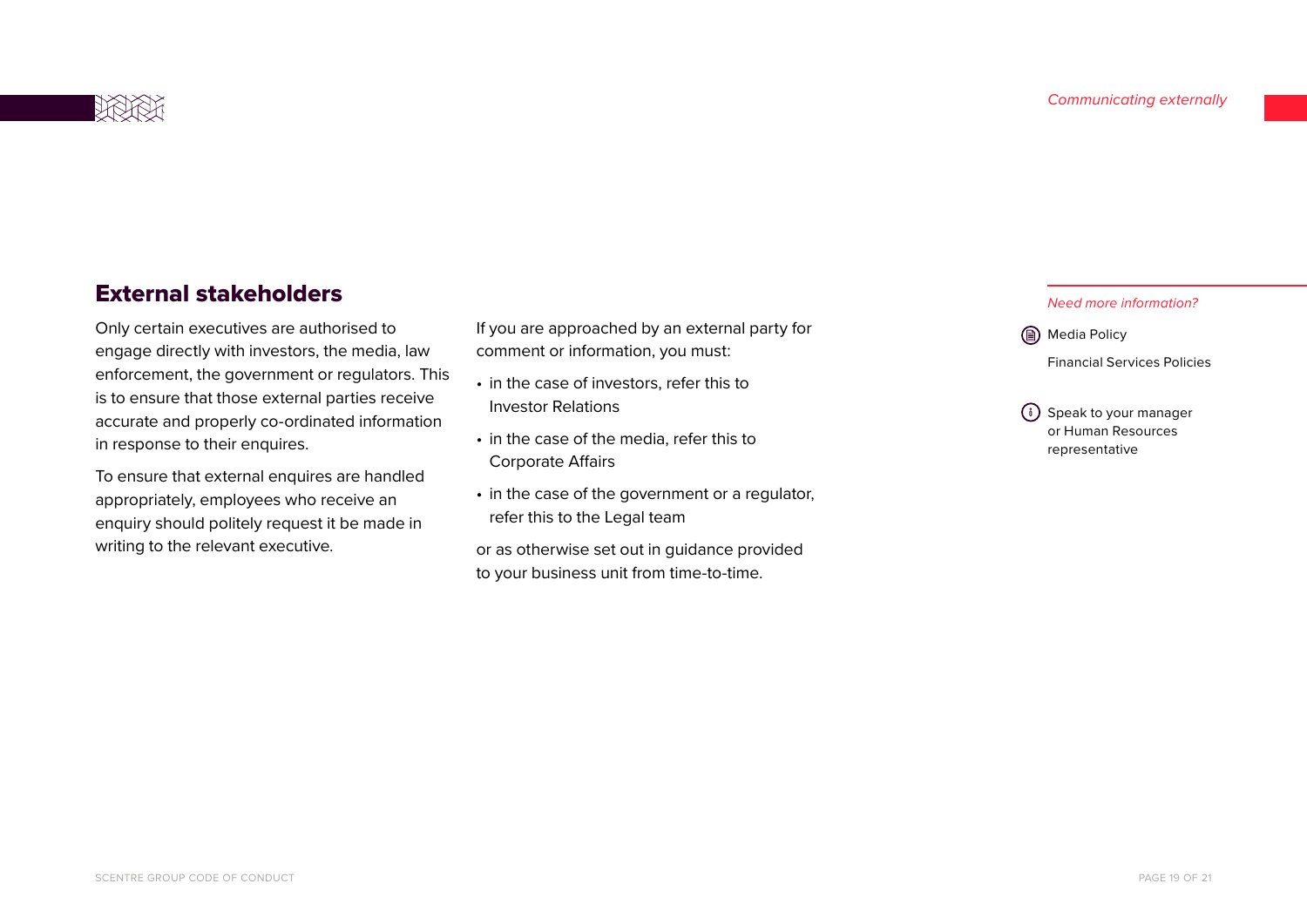## External stakeholders

Only certain executives are authorised to engage directly with investors, the media, law enforcement, the government or regulators. This is to ensure that those external parties receive accurate and properly co-ordinated information in response to their enquires.

To ensure that external enquires are handled appropriately, employees who receive an enquiry should politely request it be made in writing to the relevant executive.

If you are approached by an external party for comment or information, you must:

- in the case of investors, refer this to Investor Relations
- in the case of the media, refer this to Corporate Affairs
- in the case of the government or a regulator, refer this to the Legal team

or as otherwise set out in guidance provided to your business unit from time-to-time.

*Need more information?*

Media Policy

Financial Services Policies

Speak to your manager or Human Resources representative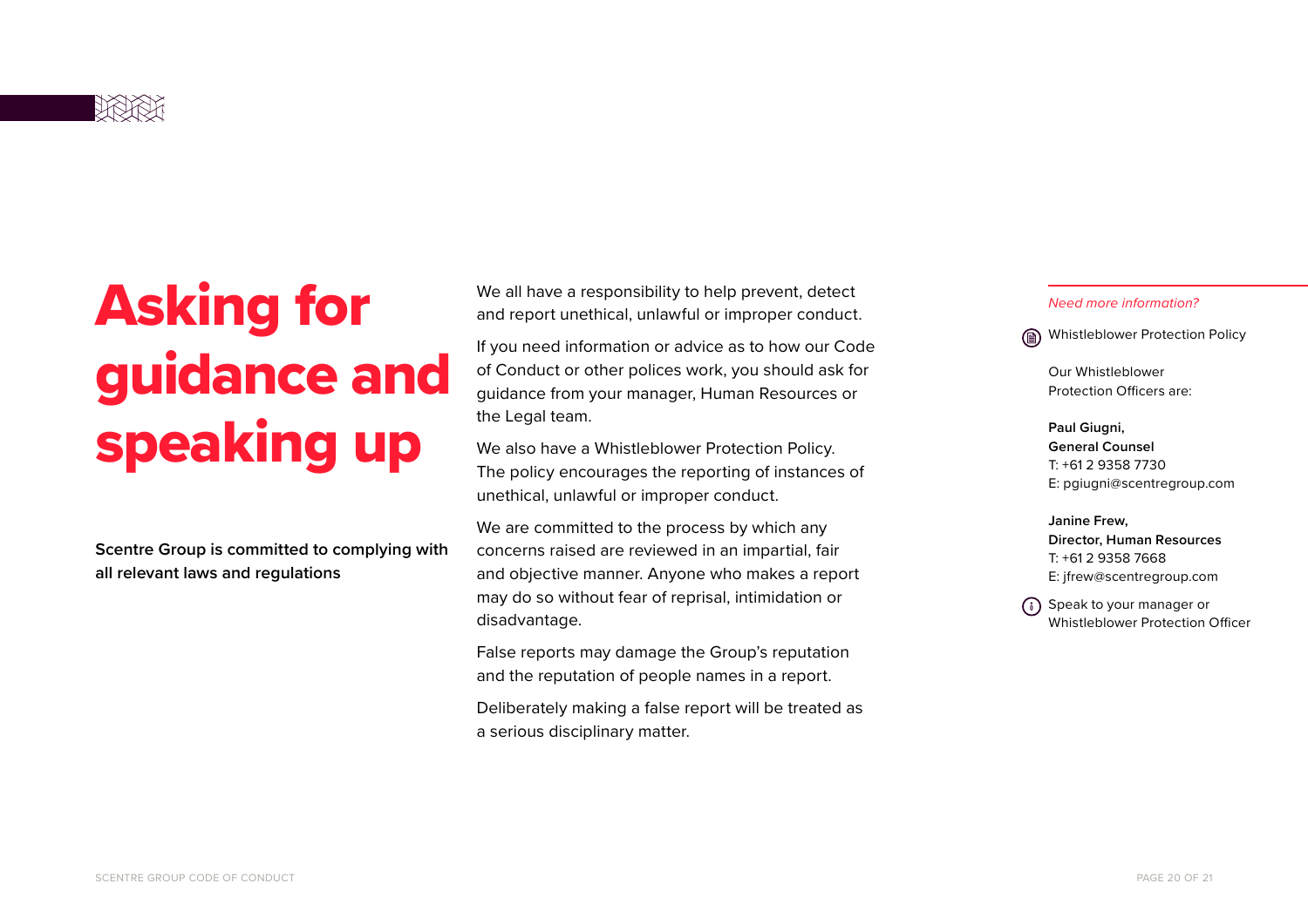# Asking for guidance and speaking up

**Scentre Group is committed to complying with all relevant laws and regulations**

We all have a responsibility to help prevent, detect and report unethical, unlawful or improper conduct.

If you need information or advice as to how our Code of Conduct or other polices work, you should ask for guidance from your manager, Human Resources or the Legal team.

We also have a Whistleblower Protection Policy. The policy encourages the reporting of instances of unethical, unlawful or improper conduct.

We are committed to the process by which any concerns raised are reviewed in an impartial, fair and objective manner. Anyone who makes a report may do so without fear of reprisal, intimidation or disadvantage.

False reports may damage the Group's reputation and the reputation of people names in a report.

Deliberately making a false report will be treated as a serious disciplinary matter.

*Need more information?*

Whistleblower Protection Policy

Our Whistleblower Protection Officers are:

**Paul Giugni,**
**General Counsel**
T: +61 2 9358 7730
E: pgiugni@scentregroup.com

**Janine Frew,**
**Director, Human Resources**
T: +61 2 9358 7668
E: jfrew@scentregroup.com

Speak to your manager or Whistleblower Protection Officer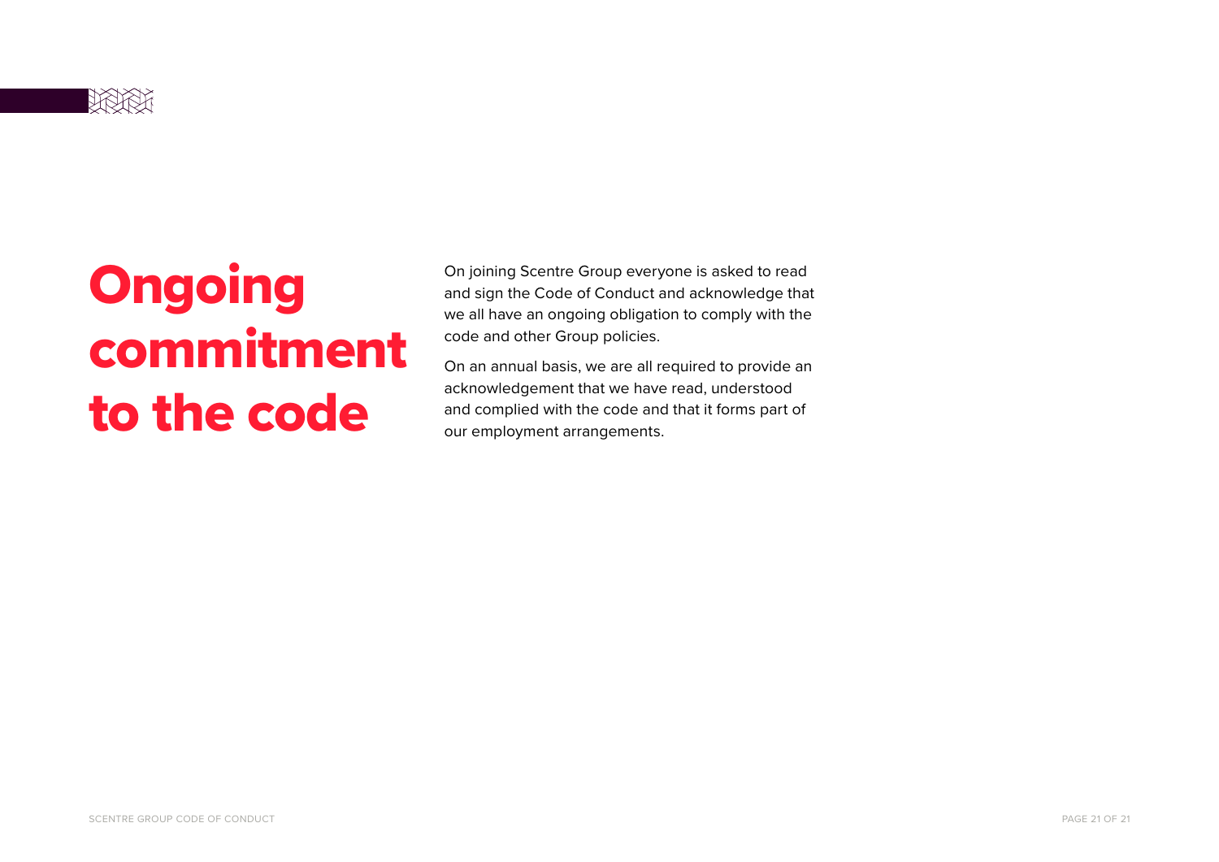# Ongoing commitment to the code

On joining Scentre Group everyone is asked to read and sign the Code of Conduct and acknowledge that we all have an ongoing obligation to comply with the code and other Group policies.

On an annual basis, we are all required to provide an acknowledgement that we have read, understood and complied with the code and that it forms part of our employment arrangements.